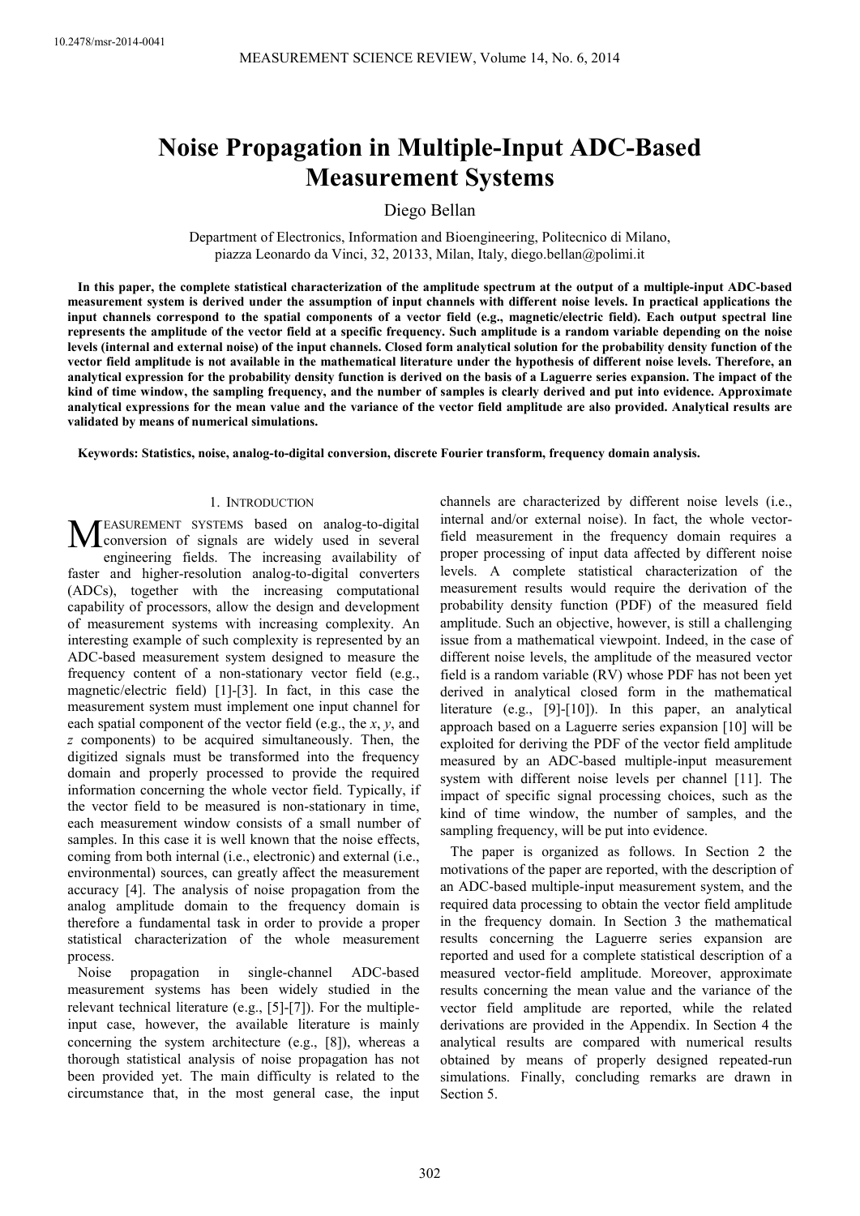# Noise Propagation in Multiple-Input ADC-Based Measurement Systems

Diego Bellan

Department of Electronics, Information and Bioengineering, Politecnico di Milano, piazza Leonardo da Vinci, 32, 20133, Milan, Italy, diego.bellan@polimi.it

**In this paper, the complete statistical characterization of the amplitude spectrum at the output of a multiple-input ADC-based measurement system is derived under the assumption of input channels with different noise levels. In practical applications the input channels correspond to the spatial components of a vector field (e.g., magnetic/electric field). Each output spectral line represents the amplitude of the vector field at a specific frequency. Such amplitude is a random variable depending on the noise levels (internal and external noise) of the input channels. Closed form analytical solution for the probability density function of the vector field amplitude is not available in the mathematical literature under the hypothesis of different noise levels. Therefore, an analytical expression for the probability density function is derived on the basis of a Laguerre series expansion. The impact of the kind of time window, the sampling frequency, and the number of samples is clearly derived and put into evidence. Approximate analytical expressions for the mean value and the variance of the vector field amplitude are also provided. Analytical results are validated by means of numerical simulations.**

**Keywords: Statistics, noise, analog-to-digital conversion, discrete Fourier transform, frequency domain analysis.**

## 1. Introduction

Measurement systems based on analog-to-digital conversion of signals are widely used in several engineering fields. The increasing availability of faster and higher-resolution analog-to-digital converters (ADCs), together with the increasing computational capability of processors, allow the design and development of measurement systems with increasing complexity. An interesting example of such complexity is represented by an ADC-based measurement system designed to measure the frequency content of a non-stationary vector field (e.g., magnetic/electric field) [1]-[3]. In fact, in this case the measurement system must implement one input channel for each spatial component of the vector field (e.g., the *x*, *y*, and *z* components) to be acquired simultaneously. Then, the digitized signals must be transformed into the frequency domain and properly processed to provide the required information concerning the whole vector field. Typically, if the vector field to be measured is non-stationary in time, each measurement window consists of a small number of samples. In this case it is well known that the noise effects, coming from both internal (i.e., electronic) and external (i.e., environmental) sources, can greatly affect the measurement accuracy [4]. The analysis of noise propagation from the analog amplitude domain to the frequency domain is therefore a fundamental task in order to provide a proper statistical characterization of the whole measurement process.

Noise propagation in single-channel ADC-based measurement systems has been widely studied in the relevant technical literature (e.g., [5]-[7]). For the multiple-input case, however, the available literature is mainly concerning the system architecture (e.g., [8]), whereas a thorough statistical analysis of noise propagation has not been provided yet. The main difficulty is related to the circumstance that, in the most general case, the input channels are characterized by different noise levels (i.e., internal and/or external noise). In fact, the whole vector-field measurement in the frequency domain requires a proper processing of input data affected by different noise levels. A complete statistical characterization of the measurement results would require the derivation of the probability density function (PDF) of the measured field amplitude. Such an objective, however, is still a challenging issue from a mathematical viewpoint. Indeed, in the case of different noise levels, the amplitude of the measured vector field is a random variable (RV) whose PDF has not been yet derived in analytical closed form in the mathematical literature (e.g., [9]-[10]). In this paper, an analytical approach based on a Laguerre series expansion [10] will be exploited for deriving the PDF of the vector field amplitude measured by an ADC-based multiple-input measurement system with different noise levels per channel [11]. The impact of specific signal processing choices, such as the kind of time window, the number of samples, and the sampling frequency, will be put into evidence.

The paper is organized as follows. In Section 2 the motivations of the paper are reported, with the description of an ADC-based multiple-input measurement system, and the required data processing to obtain the vector field amplitude in the frequency domain. In Section 3 the mathematical results concerning the Laguerre series expansion are reported and used for a complete statistical description of a measured vector-field amplitude. Moreover, approximate results concerning the mean value and the variance of the vector field amplitude are reported, while the related derivations are provided in the Appendix. In Section 4 the analytical results are compared with numerical results obtained by means of properly designed repeated-run simulations. Finally, concluding remarks are drawn in Section 5.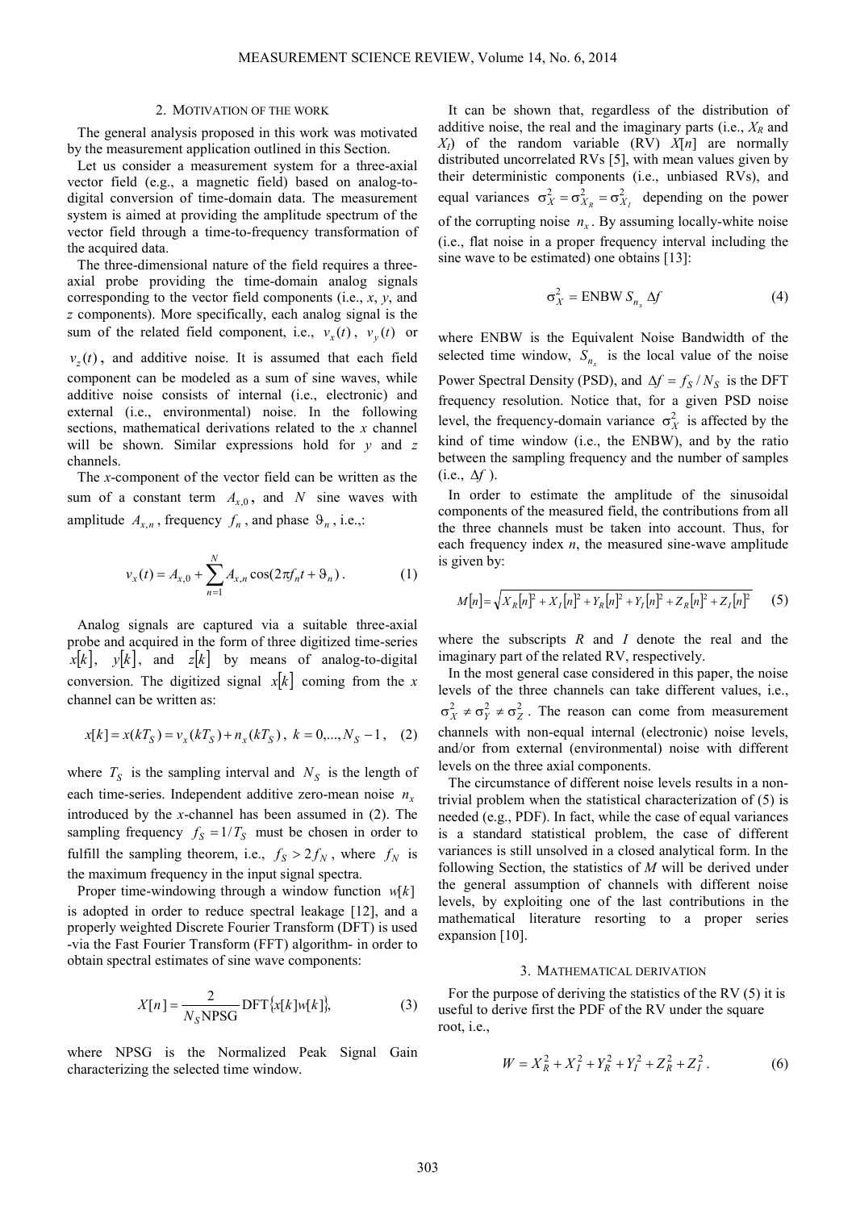## 2. Motivation of the work

The general analysis proposed in this work was motivated by the measurement application outlined in this Section.

Let us consider a measurement system for a three-axial vector field (e.g., a magnetic field) based on analog-to-digital conversion of time-domain data. The measurement system is aimed at providing the amplitude spectrum of the vector field through a time-to-frequency transformation of the acquired data.

The three-dimensional nature of the field requires a three-axial probe providing the time-domain analog signals corresponding to the vector field components (i.e., *x*, *y*, and *z* components). More specifically, each analog signal is the sum of the related field component, i.e., $v_x(t)$, $v_y(t)$ or $v_z(t)$, and additive noise. It is assumed that each field component can be modeled as a sum of sine waves, while additive noise consists of internal (i.e., electronic) and external (i.e., environmental) noise. In the following sections, mathematical derivations related to the *x* channel will be shown. Similar expressions hold for *y* and *z* channels.

The *x*-component of the vector field can be written as the sum of a constant term $A_{x,0}$, and $N$ sine waves with amplitude $A_{x,n}$, frequency $f_n$, and phase $\vartheta_n$, i.e.,:

$$v_x(t) = A_{x,0} + \sum_{n=1}^{N} A_{x,n} \cos(2\pi f_n t + \vartheta_n)\,. \tag{1}$$

Analog signals are captured via a suitable three-axial probe and acquired in the form of three digitized time-series $x[k]$, $y[k]$, and $z[k]$ by means of analog-to-digital conversion. The digitized signal $x[k]$ coming from the *x* channel can be written as:

$$x[k] = x(kT_S) = v_x(kT_S) + n_x(kT_S)\,,\ k = 0,\dots,N_S - 1\,, \tag{2}$$

where $T_S$ is the sampling interval and $N_S$ is the length of each time-series. Independent additive zero-mean noise $n_x$ introduced by the *x*-channel has been assumed in (2). The sampling frequency $f_S = 1/T_S$ must be chosen in order to fulfill the sampling theorem, i.e., $f_S > 2 f_N$, where $f_N$ is the maximum frequency in the input signal spectra.

Proper time-windowing through a window function $w[k]$ is adopted in order to reduce spectral leakage [12], and a properly weighted Discrete Fourier Transform (DFT) is used -via the Fast Fourier Transform (FFT) algorithm- in order to obtain spectral estimates of sine wave components:

$$X[n] = \frac{2}{N_S \mathrm{NPSG}} \mathrm{DFT}\{x[k]w[k]\}, \tag{3}$$

where NPSG is the Normalized Peak Signal Gain characterizing the selected time window.

It can be shown that, regardless of the distribution of additive noise, the real and the imaginary parts (i.e., $X_R$ and $X_I$) of the random variable (RV) $X[n]$ are normally distributed uncorrelated RVs [5], with mean values given by their deterministic components (i.e., unbiased RVs), and equal variances $\sigma_X^2 = \sigma_{X_R}^2 = \sigma_{X_I}^2$ depending on the power of the corrupting noise $n_x$. By assuming locally-white noise (i.e., flat noise in a proper frequency interval including the sine wave to be estimated) one obtains [13]:

$$\sigma_X^2 = \mathrm{ENBW}\, S_{n_x}\, \Delta f \tag{4}$$

where ENBW is the Equivalent Noise Bandwidth of the selected time window, $S_{n_x}$ is the local value of the noise Power Spectral Density (PSD), and $\Delta f = f_S / N_S$ is the DFT frequency resolution. Notice that, for a given PSD noise level, the frequency-domain variance $\sigma_X^2$ is affected by the kind of time window (i.e., the ENBW), and by the ratio between the sampling frequency and the number of samples (i.e., $\Delta f$).

In order to estimate the amplitude of the sinusoidal components of the measured field, the contributions from all the three channels must be taken into account. Thus, for each frequency index *n*, the measured sine-wave amplitude is given by:

$$M[n] = \sqrt{X_R[n]^2 + X_I[n]^2 + Y_R[n]^2 + Y_I[n]^2 + Z_R[n]^2 + Z_I[n]^2} \tag{5}$$

where the subscripts *R* and *I* denote the real and the imaginary part of the related RV, respectively.

In the most general case considered in this paper, the noise levels of the three channels can take different values, i.e., $\sigma_X^2 \neq \sigma_Y^2 \neq \sigma_Z^2$. The reason can come from measurement channels with non-equal internal (electronic) noise levels, and/or from external (environmental) noise with different levels on the three axial components.

The circumstance of different noise levels results in a non-trivial problem when the statistical characterization of (5) is needed (e.g., PDF). In fact, while the case of equal variances is a standard statistical problem, the case of different variances is still unsolved in a closed analytical form. In the following Section, the statistics of *M* will be derived under the general assumption of channels with different noise levels, by exploiting one of the last contributions in the mathematical literature resorting to a proper series expansion [10].

## 3. Mathematical derivation

For the purpose of deriving the statistics of the RV (5) it is useful to derive first the PDF of the RV under the square root, i.e.,

$$W = X_R^2 + X_I^2 + Y_R^2 + Y_I^2 + Z_R^2 + Z_I^2\,. \tag{6}$$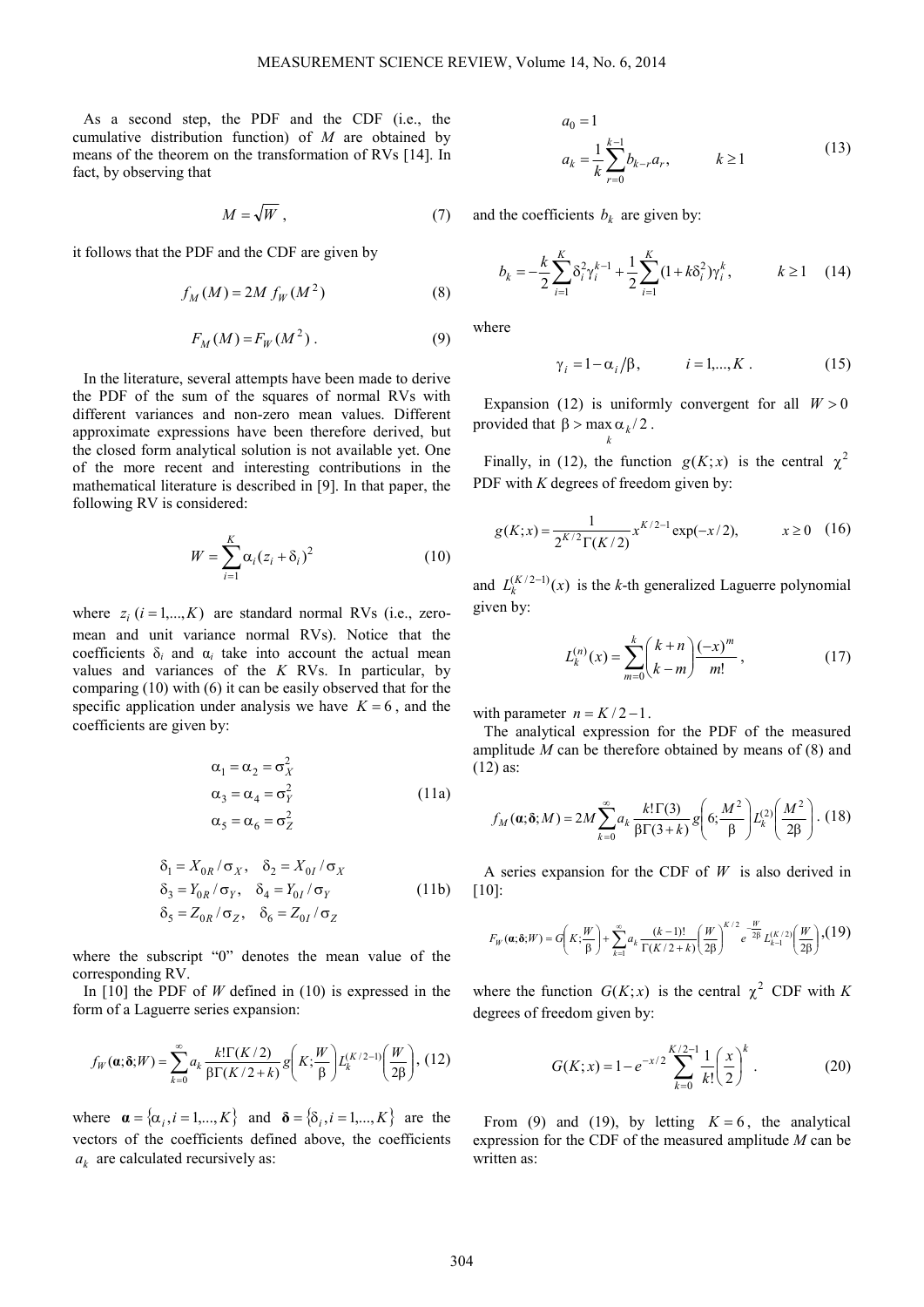As a second step, the PDF and the CDF (i.e., the cumulative distribution function) of $M$ are obtained by means of the theorem on the transformation of RVs [14]. In fact, by observing that

$$M = \sqrt{W}\,, \tag{7}$$

it follows that the PDF and the CDF are given by

$$f_M(M) = 2M\, f_W(M^2) \tag{8}$$

$$F_M(M) = F_W(M^2)\,. \tag{9}$$

In the literature, several attempts have been made to derive the PDF of the sum of the squares of normal RVs with different variances and non-zero mean values. Different approximate expressions have been therefore derived, but the closed form analytical solution is not available yet. One of the more recent and interesting contributions in the mathematical literature is described in [9]. In that paper, the following RV is considered:

$$W = \sum_{i=1}^{K} \alpha_i (z_i + \delta_i)^2 \tag{10}$$

where $z_i\ (i = 1,...,K)$ are standard normal RVs (i.e., zero-mean and unit variance normal RVs). Notice that the coefficients $\delta_i$ and $\alpha_i$ take into account the actual mean values and variances of the $K$ RVs. In particular, by comparing (10) with (6) it can be easily observed that for the specific application under analysis we have $K = 6$, and the coefficients are given by:

$$\begin{aligned} \alpha_1 &= \alpha_2 = \sigma_X^2 \\ \alpha_3 &= \alpha_4 = \sigma_Y^2 \\ \alpha_5 &= \alpha_6 = \sigma_Z^2 \end{aligned} \tag{11a}$$

$$\begin{aligned} \delta_1 &= X_{0R}/\sigma_X, \quad \delta_2 = X_{0I}/\sigma_X \\ \delta_3 &= Y_{0R}/\sigma_Y, \quad \delta_4 = Y_{0I}/\sigma_Y \\ \delta_5 &= Z_{0R}/\sigma_Z, \quad \delta_6 = Z_{0I}/\sigma_Z \end{aligned} \tag{11b}$$

where the subscript "0" denotes the mean value of the corresponding RV.

In [10] the PDF of $W$ defined in (10) is expressed in the form of a Laguerre series expansion:

$$f_W(\boldsymbol{\alpha};\boldsymbol{\delta};W) = \sum_{k=0}^{\infty} a_k \frac{k!\,\Gamma(K/2)}{\beta\,\Gamma(K/2+k)}\, g\!\left(K;\frac{W}{\beta}\right) L_k^{(K/2-1)}\!\left(\frac{W}{2\beta}\right), \tag{12}$$

where $\boldsymbol{\alpha} = \{\alpha_i, i = 1,...,K\}$ and $\boldsymbol{\delta} = \{\delta_i, i = 1,...,K\}$ are the vectors of the coefficients defined above, the coefficients $a_k$ are calculated recursively as:

$$\begin{aligned} a_0 &= 1 \\ a_k &= \frac{1}{k}\sum_{r=0}^{k-1} b_{k-r}\, a_r, \qquad k \ge 1 \end{aligned} \tag{13}$$

and the coefficients $b_k$ are given by:

$$b_k = -\frac{k}{2}\sum_{i=1}^{K} \delta_i^2 \gamma_i^{k-1} + \frac{1}{2}\sum_{i=1}^{K} (1 + k\delta_i^2)\gamma_i^k, \qquad k \ge 1 \tag{14}$$

where

$$\gamma_i = 1 - \alpha_i/\beta, \qquad i = 1,...,K\,. \tag{15}$$

Expansion (12) is uniformly convergent for all $W > 0$ provided that $\beta > \max\limits_k \alpha_k / 2$.

Finally, in (12), the function $g(K;x)$ is the central $\chi^2$ PDF with $K$ degrees of freedom given by:

$$g(K;x) = \frac{1}{2^{K/2}\,\Gamma(K/2)}\, x^{K/2-1} \exp(-x/2), \qquad x \ge 0 \tag{16}$$

and $L_k^{(K/2-1)}(x)$ is the $k$-th generalized Laguerre polynomial given by:

$$L_k^{(n)}(x) = \sum_{m=0}^{k} \binom{k+n}{k-m} \frac{(-x)^m}{m!}\,, \tag{17}$$

with parameter $n = K/2 - 1$.

The analytical expression for the PDF of the measured amplitude $M$ can be therefore obtained by means of (8) and (12) as:

$$f_M(\boldsymbol{\alpha};\boldsymbol{\delta};M) = 2M \sum_{k=0}^{\infty} a_k \frac{k!\,\Gamma(3)}{\beta\,\Gamma(3+k)}\, g\!\left(6;\frac{M^2}{\beta}\right) L_k^{(2)}\!\left(\frac{M^2}{2\beta}\right). \tag{18}$$

A series expansion for the CDF of $W$ is also derived in [10]:

$$F_W(\boldsymbol{\alpha};\boldsymbol{\delta};W) = G\!\left(K;\frac{W}{\beta}\right) + \sum_{k=1}^{\infty} a_k \frac{(k-1)!}{\Gamma(K/2+k)} \left(\frac{W}{2\beta}\right)^{K/2} e^{-\frac{W}{2\beta}}\, L_{k-1}^{(K/2)}\!\left(\frac{W}{2\beta}\right), \tag{19}$$

where the function $G(K;x)$ is the central $\chi^2$ CDF with $K$ degrees of freedom given by:

$$G(K;x) = 1 - e^{-x/2} \sum_{k=0}^{K/2-1} \frac{1}{k!}\left(\frac{x}{2}\right)^k. \tag{20}$$

From (9) and (19), by letting $K = 6$, the analytical expression for the CDF of the measured amplitude $M$ can be written as: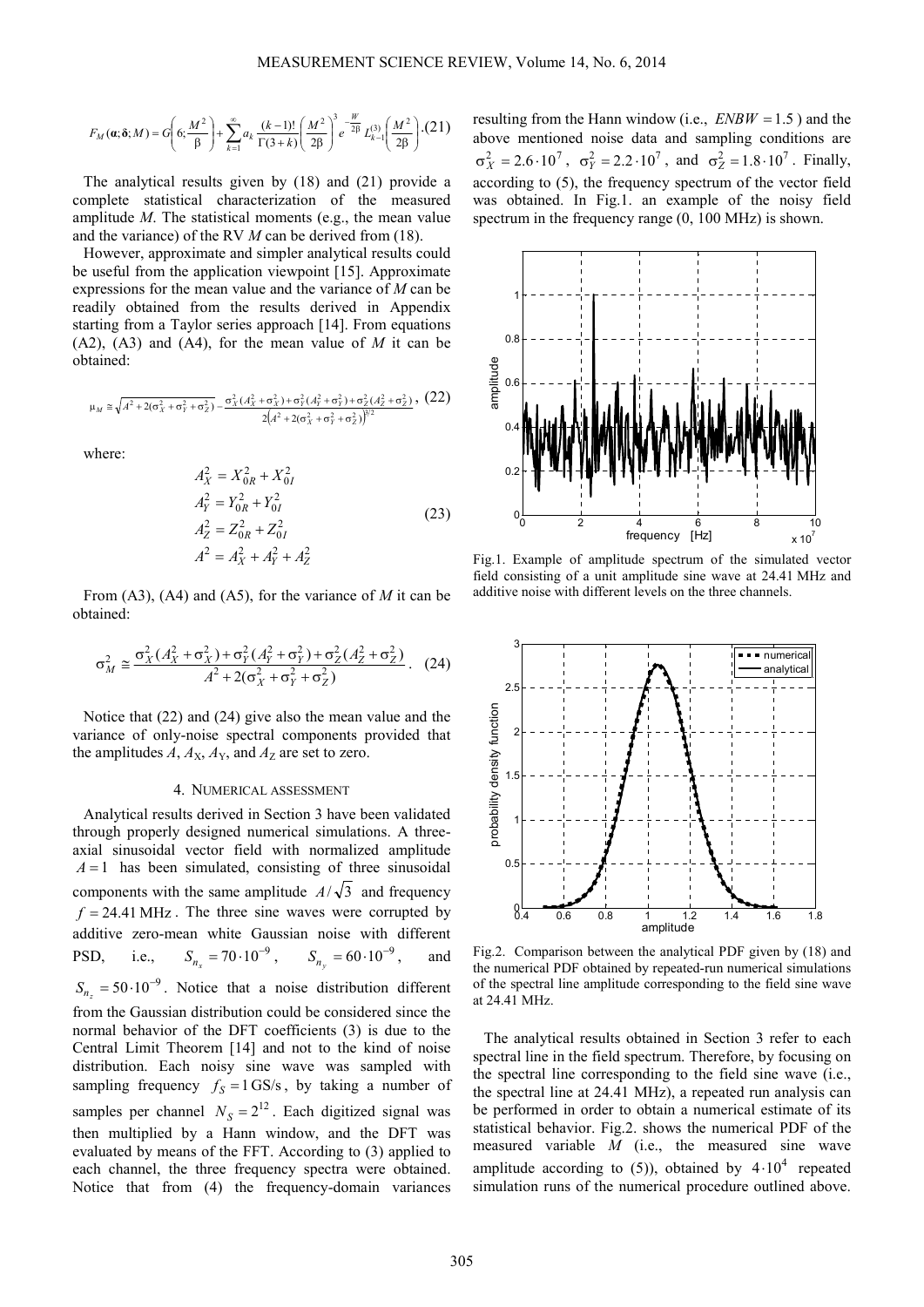$$F_M(\boldsymbol{\alpha};\boldsymbol{\delta};M) = G\left(6;\frac{M^2}{\beta}\right) + \sum_{k=1}^{\infty} a_k \frac{(k-1)!}{\Gamma(3+k)}\left(\frac{M^2}{2\beta}\right)^3 e^{-\frac{W}{2\beta}} L_{k-1}^{(3)}\left(\frac{M^2}{2\beta}\right). \quad (21)$$

The analytical results given by (18) and (21) provide a complete statistical characterization of the measured amplitude $M$. The statistical moments (e.g., the mean value and the variance) of the RV $M$ can be derived from (18).

However, approximate and simpler analytical results could be useful from the application viewpoint [15]. Approximate expressions for the mean value and the variance of $M$ can be readily obtained from the results derived in Appendix starting from a Taylor series approach [14]. From equations (A2), (A3) and (A4), for the mean value of $M$ it can be obtained:

$$\mu_M \cong \sqrt{A^2 + 2(\sigma_X^2 + \sigma_Y^2 + \sigma_Z^2)} - \frac{\sigma_X^2(A_X^2 + \sigma_X^2) + \sigma_Y^2(A_Y^2 + \sigma_Y^2) + \sigma_Z^2(A_Z^2 + \sigma_Z^2)}{2\left(A^2 + 2(\sigma_X^2 + \sigma_Y^2 + \sigma_Z^2)\right)^{3/2}}, \quad (22)$$

where:

$$\begin{aligned} A_X^2 &= X_{0R}^2 + X_{0I}^2 \\ A_Y^2 &= Y_{0R}^2 + Y_{0I}^2 \\ A_Z^2 &= Z_{0R}^2 + Z_{0I}^2 \\ A^2 &= A_X^2 + A_Y^2 + A_Z^2 \end{aligned} \quad (23)$$

From (A3), (A4) and (A5), for the variance of $M$ it can be obtained:

$$\sigma_M^2 \cong \frac{\sigma_X^2(A_X^2 + \sigma_X^2) + \sigma_Y^2(A_Y^2 + \sigma_Y^2) + \sigma_Z^2(A_Z^2 + \sigma_Z^2)}{A^2 + 2(\sigma_X^2 + \sigma_Y^2 + \sigma_Z^2)}. \quad (24)$$

Notice that (22) and (24) give also the mean value and the variance of only-noise spectral components provided that the amplitudes $A$, $A_X$, $A_Y$, and $A_Z$ are set to zero.

## 4. Numerical assessment

Analytical results derived in Section 3 have been validated through properly designed numerical simulations. A three-axial sinusoidal vector field with normalized amplitude $A = 1$ has been simulated, consisting of three sinusoidal components with the same amplitude $A/\sqrt{3}$ and frequency $f = 24.41$ MHz. The three sine waves were corrupted by additive zero-mean white Gaussian noise with different PSD, i.e., $S_{n_x} = 70 \cdot 10^{-9}$, $S_{n_y} = 60 \cdot 10^{-9}$, and $S_{n_z} = 50 \cdot 10^{-9}$. Notice that a noise distribution different from the Gaussian distribution could be considered since the normal behavior of the DFT coefficients (3) is due to the Central Limit Theorem [14] and not to the kind of noise distribution. Each noisy sine wave was sampled with sampling frequency $f_S = 1$ GS/s, by taking a number of samples per channel $N_S = 2^{12}$. Each digitized signal was then multiplied by a Hann window, and the DFT was evaluated by means of the FFT. According to (3) applied to each channel, the three frequency spectra were obtained. Notice that from (4) the frequency-domain variances resulting from the Hann window (i.e., $ENBW = 1.5$) and the above mentioned noise data and sampling conditions are $\sigma_X^2 = 2.6 \cdot 10^7$, $\sigma_Y^2 = 2.2 \cdot 10^7$, and $\sigma_Z^2 = 1.8 \cdot 10^7$. Finally, according to (5), the frequency spectrum of the vector field was obtained. In Fig.1. an example of the noisy field spectrum in the frequency range (0, 100 MHz) is shown.

Fig.1. Example of amplitude spectrum of the simulated vector field consisting of a unit amplitude sine wave at 24.41 MHz and additive noise with different levels on the three channels.

Fig.2. Comparison between the analytical PDF given by (18) and the numerical PDF obtained by repeated-run numerical simulations of the spectral line amplitude corresponding to the field sine wave at 24.41 MHz.

The analytical results obtained in Section 3 refer to each spectral line in the field spectrum. Therefore, by focusing on the spectral line corresponding to the field sine wave (i.e., the spectral line at 24.41 MHz), a repeated run analysis can be performed in order to obtain a numerical estimate of its statistical behavior. Fig.2. shows the numerical PDF of the measured variable $M$ (i.e., the measured sine wave amplitude according to (5)), obtained by $4 \cdot 10^4$ repeated simulation runs of the numerical procedure outlined above.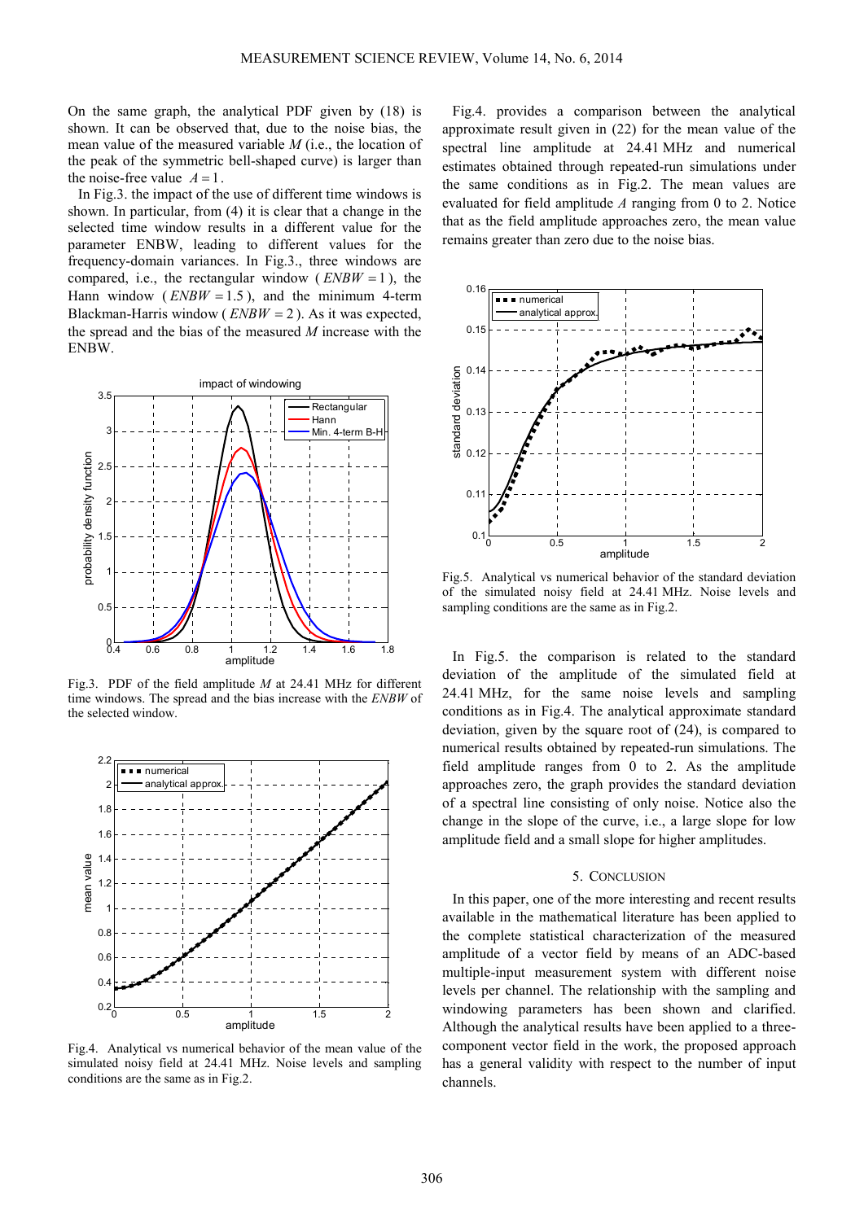On the same graph, the analytical PDF given by (18) is shown. It can be observed that, due to the noise bias, the mean value of the measured variable $M$ (i.e., the location of the peak of the symmetric bell-shaped curve) is larger than the noise-free value $A = 1$.

In Fig.3. the impact of the use of different time windows is shown. In particular, from (4) it is clear that a change in the selected time window results in a different value for the parameter ENBW, leading to different values for the frequency-domain variances. In Fig.3., three windows are compared, i.e., the rectangular window ( $ENBW = 1$ ), the Hann window ( $ENBW = 1.5$ ), and the minimum 4-term Blackman-Harris window ( $ENBW = 2$ ). As it was expected, the spread and the bias of the measured $M$ increase with the ENBW.

Fig.3. PDF of the field amplitude $M$ at 24.41 MHz for different time windows. The spread and the bias increase with the $ENBW$ of the selected window.

Fig.4. Analytical vs numerical behavior of the mean value of the simulated noisy field at 24.41 MHz. Noise levels and sampling conditions are the same as in Fig.2.

Fig.4. provides a comparison between the analytical approximate result given in (22) for the mean value of the spectral line amplitude at 24.41 MHz and numerical estimates obtained through repeated-run simulations under the same conditions as in Fig.2. The mean values are evaluated for field amplitude $A$ ranging from 0 to 2. Notice that as the field amplitude approaches zero, the mean value remains greater than zero due to the noise bias.

Fig.5. Analytical vs numerical behavior of the standard deviation of the simulated noisy field at 24.41 MHz. Noise levels and sampling conditions are the same as in Fig.2.

In Fig.5. the comparison is related to the standard deviation of the amplitude of the simulated field at 24.41 MHz, for the same noise levels and sampling conditions as in Fig.4. The analytical approximate standard deviation, given by the square root of (24), is compared to numerical results obtained by repeated-run simulations. The field amplitude ranges from 0 to 2. As the amplitude approaches zero, the graph provides the standard deviation of a spectral line consisting of only noise. Notice also the change in the slope of the curve, i.e., a large slope for low amplitude field and a small slope for higher amplitudes.

## 5. Conclusion

In this paper, one of the more interesting and recent results available in the mathematical literature has been applied to the complete statistical characterization of the measured amplitude of a vector field by means of an ADC-based multiple-input measurement system with different noise levels per channel. The relationship with the sampling and windowing parameters has been shown and clarified. Although the analytical results have been applied to a three-component vector field in the work, the proposed approach has a general validity with respect to the number of input channels.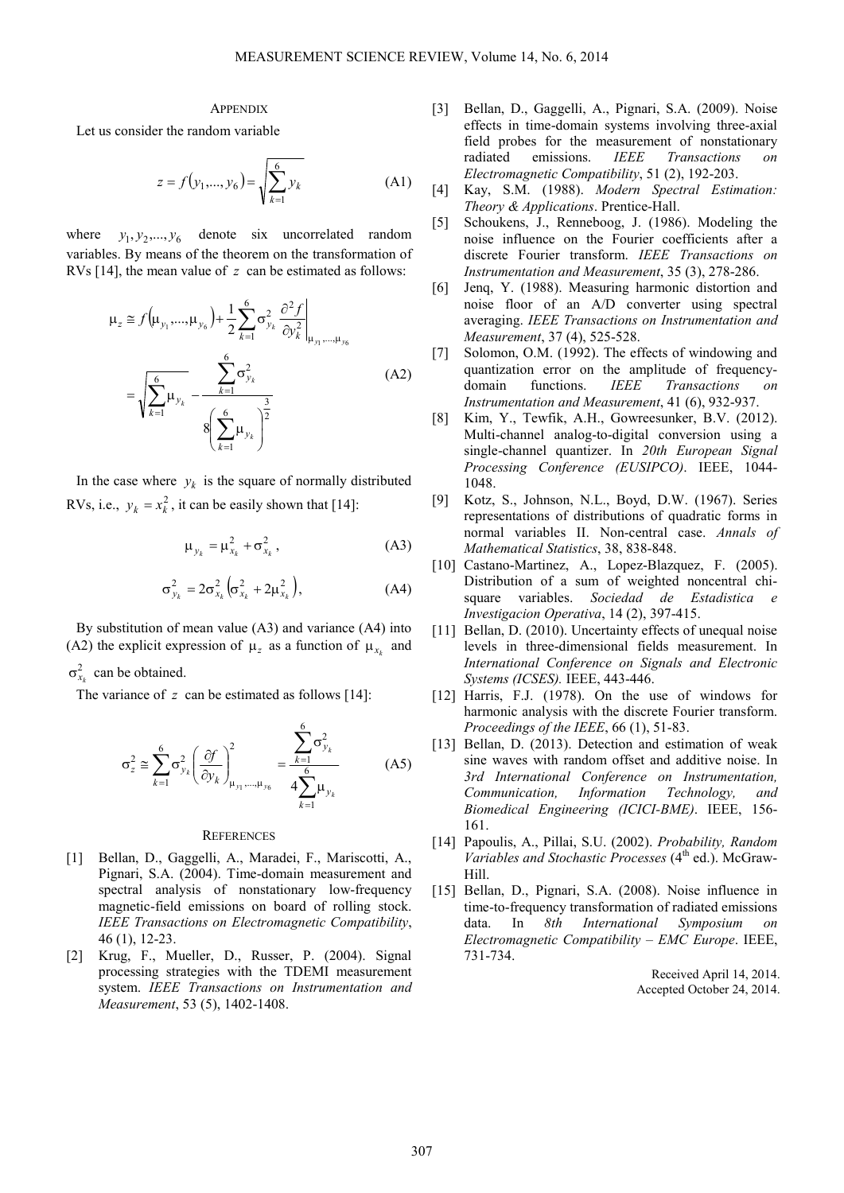## Appendix

Let us consider the random variable

$$z = f(y_1, ..., y_6) = \sqrt{\sum_{k=1}^{6} y_k} \tag{A1}$$

where $y_1, y_2, ..., y_6$ denote six uncorrelated random variables. By means of the theorem on the transformation of RVs [14], the mean value of $z$ can be estimated as follows:

$$\begin{aligned} \mu_z &\cong f(\mu_{y_1}, ..., \mu_{y_6}) + \frac{1}{2} \sum_{k=1}^{6} \sigma_{y_k}^2 \left. \frac{\partial^2 f}{\partial y_k^2} \right|_{\mu_{y_1}, ..., \mu_{y_6}} \\ &= \sqrt{\sum_{k=1}^{6} \mu_{y_k}} - \frac{\sum_{k=1}^{6} \sigma_{y_k}^2}{8 \left( \sum_{k=1}^{6} \mu_{y_k} \right)^{\frac{3}{2}}} \end{aligned} \tag{A2}$$

In the case where $y_k$ is the square of normally distributed RVs, i.e., $y_k = x_k^2$, it can be easily shown that [14]:

$$\mu_{y_k} = \mu_{x_k}^2 + \sigma_{x_k}^2, \tag{A3}$$

$$\sigma_{y_k}^2 = 2\sigma_{x_k}^2 \left( \sigma_{x_k}^2 + 2\mu_{x_k}^2 \right), \tag{A4}$$

By substitution of mean value (A3) and variance (A4) into (A2) the explicit expression of $\mu_z$ as a function of $\mu_{x_k}$ and $\sigma_{x_k}^2$ can be obtained.

The variance of $z$ can be estimated as follows [14]:

$$\sigma_z^2 \cong \sum_{k=1}^{6} \sigma_{y_k}^2 \left( \frac{\partial f}{\partial y_k} \right)^2_{\mu_{y_1}, ..., \mu_{y_6}} = \frac{\sum_{k=1}^{6} \sigma_{y_k}^2}{4 \sum_{k=1}^{6} \mu_{y_k}} \tag{A5}$$

## References

[1] Bellan, D., Gaggelli, A., Maradei, F., Mariscotti, A., Pignari, S.A. (2004). Time-domain measurement and spectral analysis of nonstationary low-frequency magnetic-field emissions on board of rolling stock. *IEEE Transactions on Electromagnetic Compatibility*, 46 (1), 12-23.

[2] Krug, F., Mueller, D., Russer, P. (2004). Signal processing strategies with the TDEMI measurement system. *IEEE Transactions on Instrumentation and Measurement*, 53 (5), 1402-1408.

[3] Bellan, D., Gaggelli, A., Pignari, S.A. (2009). Noise effects in time-domain systems involving three-axial field probes for the measurement of nonstationary radiated emissions. *IEEE Transactions on Electromagnetic Compatibility*, 51 (2), 192-203.

[4] Kay, S.M. (1988). *Modern Spectral Estimation: Theory & Applications*. Prentice-Hall.

[5] Schoukens, J., Renneboog, J. (1986). Modeling the noise influence on the Fourier coefficients after a discrete Fourier transform. *IEEE Transactions on Instrumentation and Measurement*, 35 (3), 278-286.

[6] Jenq, Y. (1988). Measuring harmonic distortion and noise floor of an A/D converter using spectral averaging. *IEEE Transactions on Instrumentation and Measurement*, 37 (4), 525-528.

[7] Solomon, O.M. (1992). The effects of windowing and quantization error on the amplitude of frequency-domain functions. *IEEE Transactions on Instrumentation and Measurement*, 41 (6), 932-937.

[8] Kim, Y., Tewfik, A.H., Gowreesunker, B.V. (2012). Multi-channel analog-to-digital conversion using a single-channel quantizer. In *20th European Signal Processing Conference (EUSIPCO)*. IEEE, 1044-1048.

[9] Kotz, S., Johnson, N.L., Boyd, D.W. (1967). Series representations of distributions of quadratic forms in normal variables II. Non-central case. *Annals of Mathematical Statistics*, 38, 838-848.

[10] Castano-Martinez, A., Lopez-Blazquez, F. (2005). Distribution of a sum of weighted noncentral chi-square variables. *Sociedad de Estadistica e Investigacion Operativa*, 14 (2), 397-415.

[11] Bellan, D. (2010). Uncertainty effects of unequal noise levels in three-dimensional fields measurement. In *International Conference on Signals and Electronic Systems (ICSES)*. IEEE, 443-446.

[12] Harris, F.J. (1978). On the use of windows for harmonic analysis with the discrete Fourier transform. *Proceedings of the IEEE*, 66 (1), 51-83.

[13] Bellan, D. (2013). Detection and estimation of weak sine waves with random offset and additive noise. In *3rd International Conference on Instrumentation, Communication, Information Technology, and Biomedical Engineering (ICICI-BME)*. IEEE, 156-161.

[14] Papoulis, A., Pillai, S.U. (2002). *Probability, Random Variables and Stochastic Processes* (4th ed.). McGraw-Hill.

[15] Bellan, D., Pignari, S.A. (2008). Noise influence in time-to-frequency transformation of radiated emissions data. In *8th International Symposium on Electromagnetic Compatibility – EMC Europe*. IEEE, 731-734.

Received April 14, 2014.
Accepted October 24, 2014.